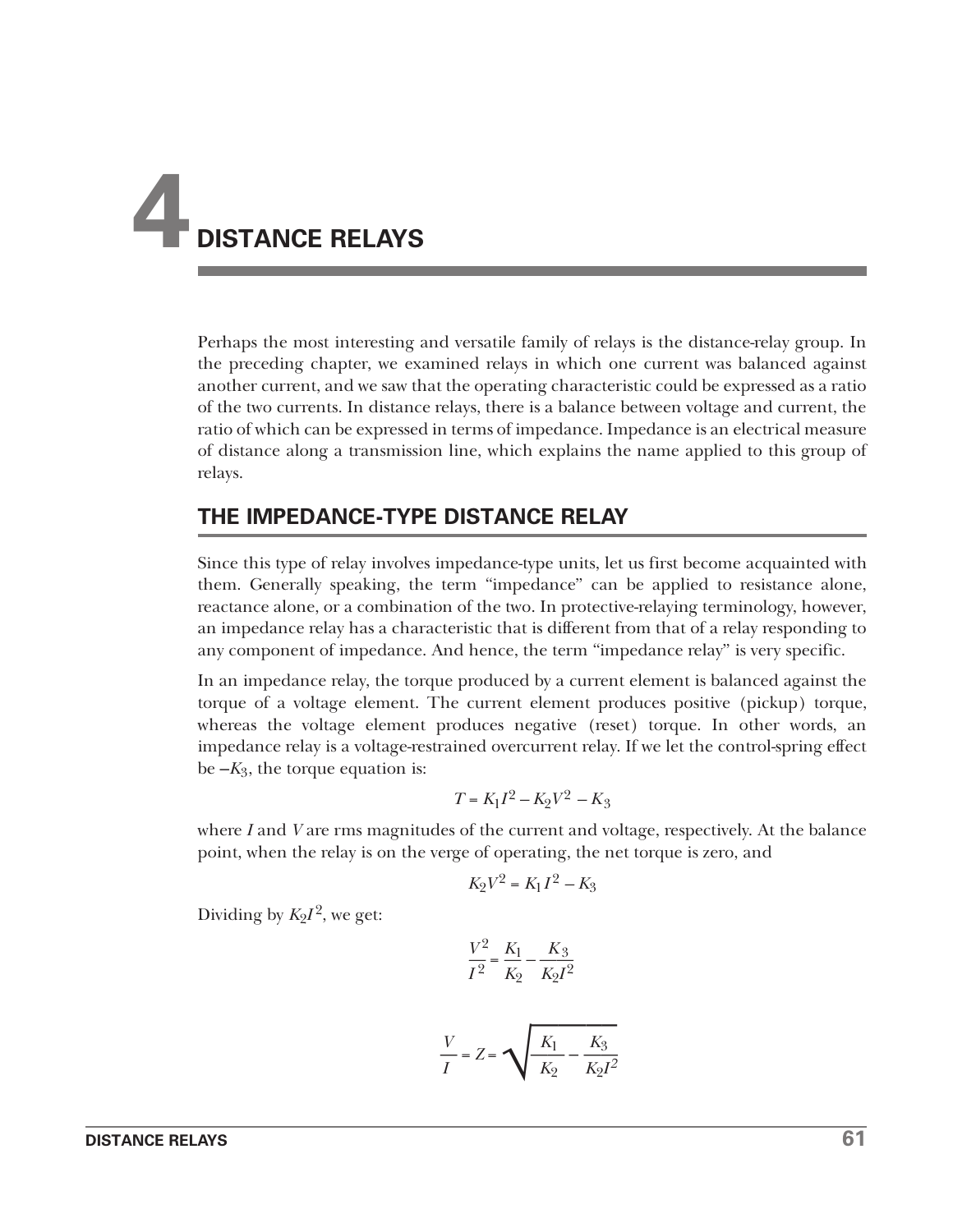# 4 DISTANCE RELAYS

Perhaps the most interesting and versatile family of relays is the distance-relay group. In the preceding chapter, we examined relays in which one current was balanced against another current, and we saw that the operating characteristic could be expressed as a ratio of the two currents. In distance relays, there is a balance between voltage and current, the ratio of which can be expressed in terms of impedance. Impedance is an electrical measure of distance along a transmission line, which explains the name applied to this group of relays.

## THE IMPEDANCE-TYPE DISTANCE RELAY

Since this type of relay involves impedance-type units, let us first become acquainted with them. Generally speaking, the term "impedance" can be applied to resistance alone, reactance alone, or a combination of the two. In protective-relaying terminology, however, an impedance relay has a characteristic that is different from that of a relay responding to any component of impedance. And hence, the term "impedance relay" is very specific.

In an impedance relay, the torque produced by a current element is balanced against the torque of a voltage element. The current element produces positive (pickup) torque, whereas the voltage element produces negative (reset) torque. In other words, an impedance relay is a voltage-restrained overcurrent relay. If we let the control-spring effect be $-K_3$, the torque equation is:

$$T = K_1 I^2 - K_2 V^2 - K_3$$

where $I$ and $V$ are rms magnitudes of the current and voltage, respectively. At the balance point, when the relay is on the verge of operating, the net torque is zero, and

$$K_2 V^2 = K_1 I^2 - K_3$$

Dividing by $K_2 I^2$, we get:

$$\frac{V^2}{I^2} = \frac{K_1}{K_2} - \frac{K_3}{K_2 I^2}$$

$$\frac{V}{I} = Z = \sqrt{\frac{K_1}{K_2} - \frac{K_3}{K_2 I^2}}$$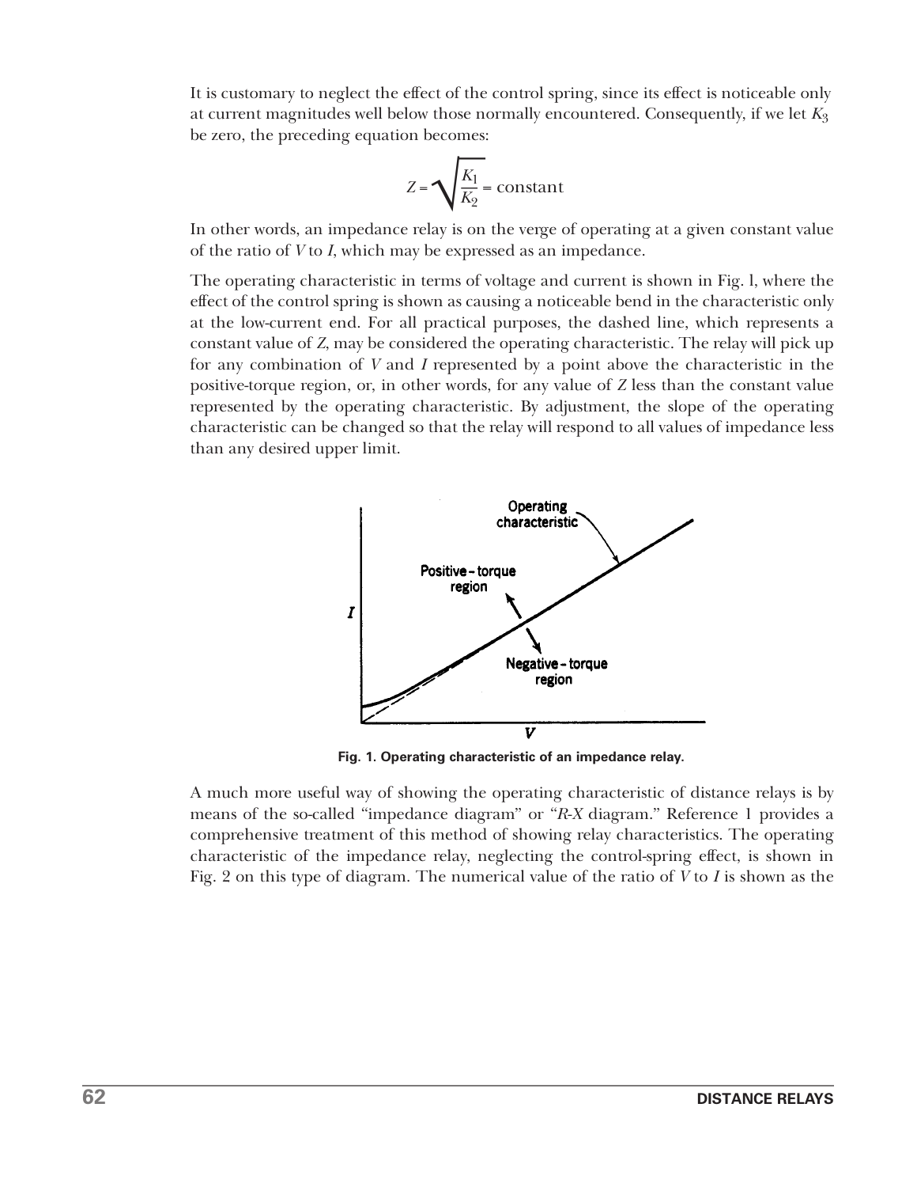It is customary to neglect the effect of the control spring, since its effect is noticeable only at current magnitudes well below those normally encountered. Consequently, if we let $K_3$ be zero, the preceding equation becomes:

$$Z = \sqrt{\frac{K_1}{K_2}} = \text{constant}$$

In other words, an impedance relay is on the verge of operating at a given constant value of the ratio of $V$ to $I$, which may be expressed as an impedance.

The operating characteristic in terms of voltage and current is shown in Fig. l, where the effect of the control spring is shown as causing a noticeable bend in the characteristic only at the low-current end. For all practical purposes, the dashed line, which represents a constant value of $Z$, may be considered the operating characteristic. The relay will pick up for any combination of $V$ and $I$ represented by a point above the characteristic in the positive-torque region, or, in other words, for any value of $Z$ less than the constant value represented by the operating characteristic. By adjustment, the slope of the operating characteristic can be changed so that the relay will respond to all values of impedance less than any desired upper limit.

**Fig. 1. Operating characteristic of an impedance relay.**

A much more useful way of showing the operating characteristic of distance relays is by means of the so-called "impedance diagram" or "$R$-$X$ diagram." Reference 1 provides a comprehensive treatment of this method of showing relay characteristics. The operating characteristic of the impedance relay, neglecting the control-spring effect, is shown in Fig. 2 on this type of diagram. The numerical value of the ratio of $V$ to $I$ is shown as the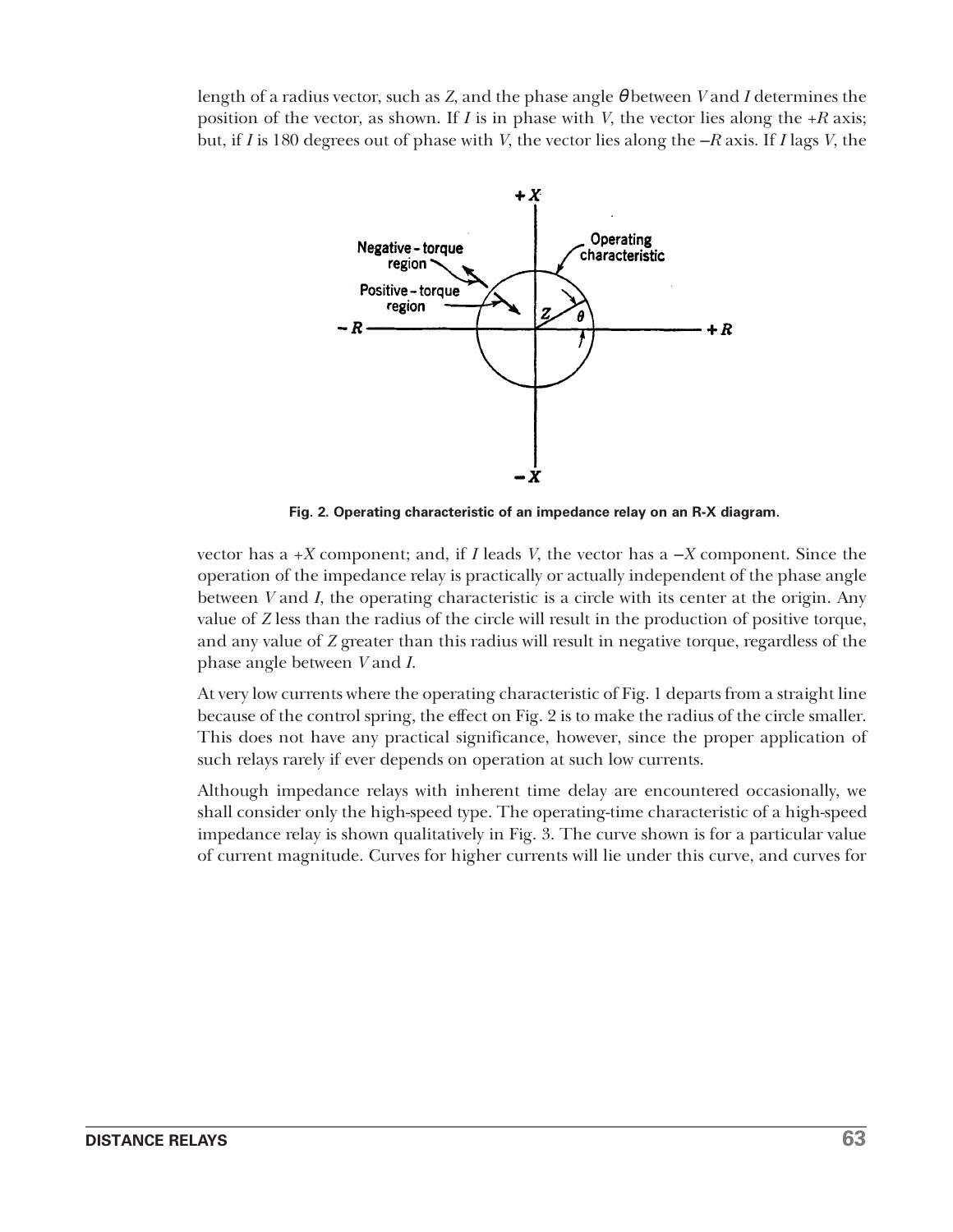length of a radius vector, such as $Z$, and the phase angle $\theta$ between $V$ and $I$ determines the position of the vector, as shown. If $I$ is in phase with $V$, the vector lies along the $+R$ axis; but, if $I$ is 180 degrees out of phase with $V$, the vector lies along the $-R$ axis. If $I$ lags $V$, the

Fig. 2. Operating characteristic of an impedance relay on an R-X diagram.

vector has a $+X$ component; and, if $I$ leads $V$, the vector has a $-X$ component. Since the operation of the impedance relay is practically or actually independent of the phase angle between $V$ and $I$, the operating characteristic is a circle with its center at the origin. Any value of $Z$ less than the radius of the circle will result in the production of positive torque, and any value of $Z$ greater than this radius will result in negative torque, regardless of the phase angle between $V$ and $I$.

At very low currents where the operating characteristic of Fig. 1 departs from a straight line because of the control spring, the effect on Fig. 2 is to make the radius of the circle smaller. This does not have any practical significance, however, since the proper application of such relays rarely if ever depends on operation at such low currents.

Although impedance relays with inherent time delay are encountered occasionally, we shall consider only the high-speed type. The operating-time characteristic of a high-speed impedance relay is shown qualitatively in Fig. 3. The curve shown is for a particular value of current magnitude. Curves for higher currents will lie under this curve, and curves for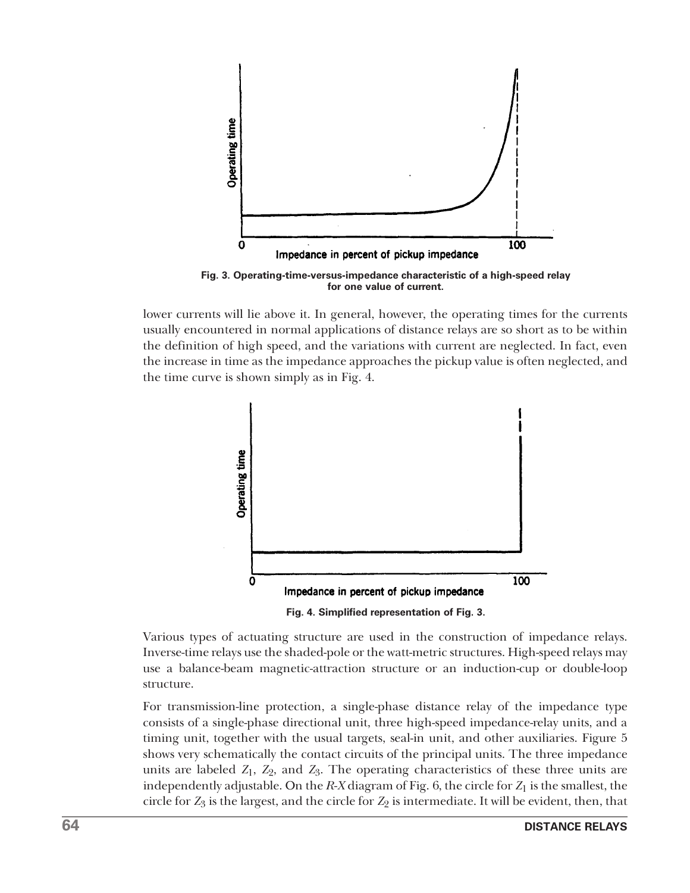Fig. 3. Operating-time-versus-impedance characteristic of a high-speed relay for one value of current.

lower currents will lie above it. In general, however, the operating times for the currents usually encountered in normal applications of distance relays are so short as to be within the definition of high speed, and the variations with current are neglected. In fact, even the increase in time as the impedance approaches the pickup value is often neglected, and the time curve is shown simply as in Fig. 4.

Fig. 4. Simplified representation of Fig. 3.

Various types of actuating structure are used in the construction of impedance relays. Inverse-time relays use the shaded-pole or the watt-metric structures. High-speed relays may use a balance-beam magnetic-attraction structure or an induction-cup or double-loop structure.

For transmission-line protection, a single-phase distance relay of the impedance type consists of a single-phase directional unit, three high-speed impedance-relay units, and a timing unit, together with the usual targets, seal-in unit, and other auxiliaries. Figure 5 shows very schematically the contact circuits of the principal units. The three impedance units are labeled $Z_1$, $Z_2$, and $Z_3$. The operating characteristics of these three units are independently adjustable. On the *R-X* diagram of Fig. 6, the circle for $Z_1$ is the smallest, the circle for $Z_3$ is the largest, and the circle for $Z_2$ is intermediate. It will be evident, then, that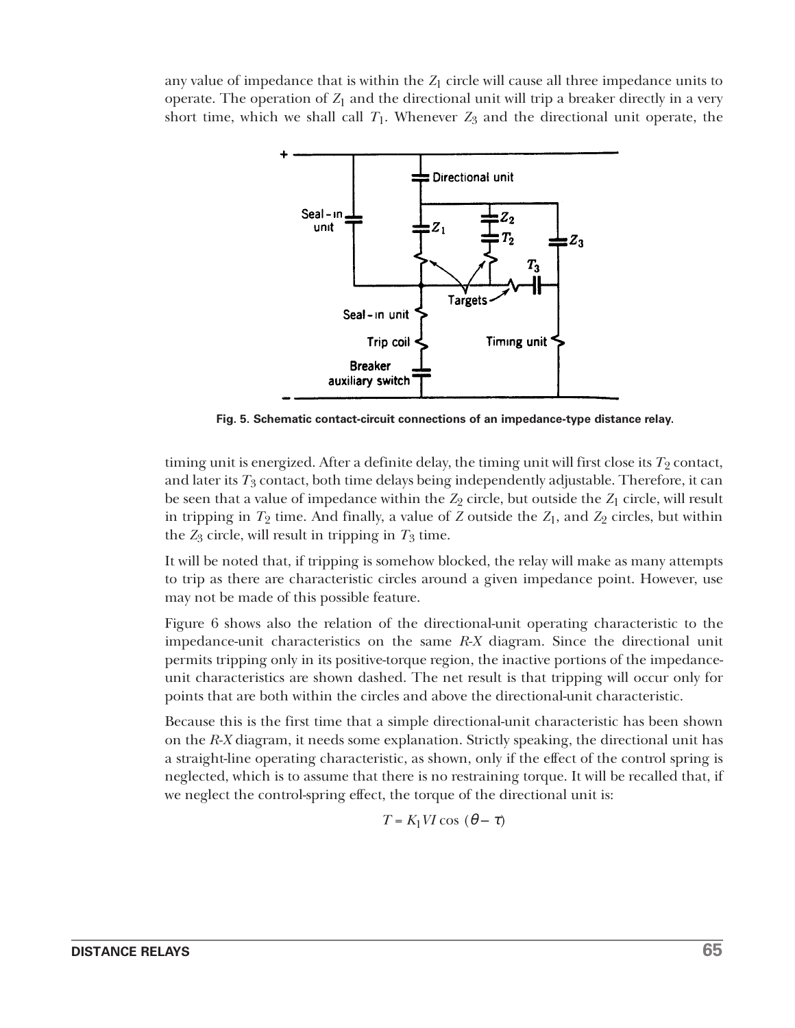any value of impedance that is within the $Z_1$ circle will cause all three impedance units to operate. The operation of $Z_1$ and the directional unit will trip a breaker directly in a very short time, which we shall call $T_1$. Whenever $Z_3$ and the directional unit operate, the

**Fig. 5. Schematic contact-circuit connections of an impedance-type distance relay.**

timing unit is energized. After a definite delay, the timing unit will first close its $T_2$ contact, and later its $T_3$ contact, both time delays being independently adjustable. Therefore, it can be seen that a value of impedance within the $Z_2$ circle, but outside the $Z_1$ circle, will result in tripping in $T_2$ time. And finally, a value of $Z$ outside the $Z_1$, and $Z_2$ circles, but within the $Z_3$ circle, will result in tripping in $T_3$ time.

It will be noted that, if tripping is somehow blocked, the relay will make as many attempts to trip as there are characteristic circles around a given impedance point. However, use may not be made of this possible feature.

Figure 6 shows also the relation of the directional-unit operating characteristic to the impedance-unit characteristics on the same *R-X* diagram. Since the directional unit permits tripping only in its positive-torque region, the inactive portions of the impedance-unit characteristics are shown dashed. The net result is that tripping will occur only for points that are both within the circles and above the directional-unit characteristic.

Because this is the first time that a simple directional-unit characteristic has been shown on the *R-X* diagram, it needs some explanation. Strictly speaking, the directional unit has a straight-line operating characteristic, as shown, only if the effect of the control spring is neglected, which is to assume that there is no restraining torque. It will be recalled that, if we neglect the control-spring effect, the torque of the directional unit is:

$$T = K_1 VI \cos(\theta - \tau)$$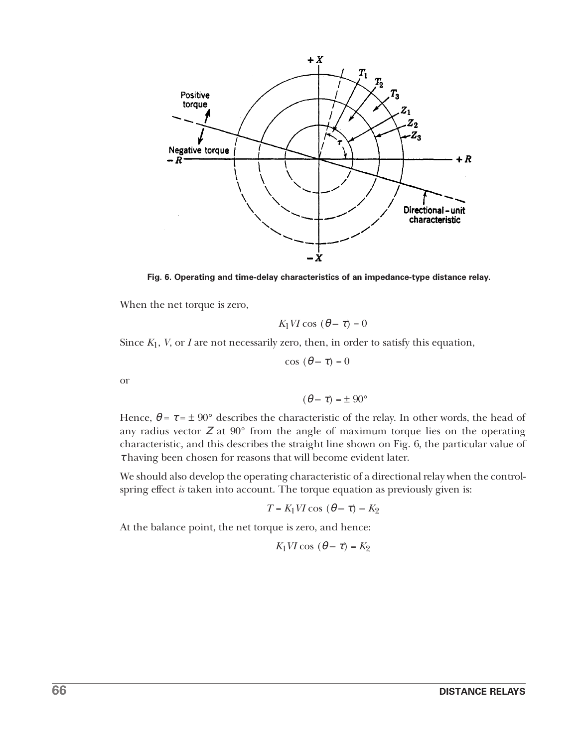Fig. 6. Operating and time-delay characteristics of an impedance-type distance relay.

When the net torque is zero,

$$K_1 VI \cos(\theta - \tau) = 0$$

Since $K_1$, $V$, or $I$ are not necessarily zero, then, in order to satisfy this equation,

$$\cos(\theta - \tau) = 0$$

or

$$(\theta - \tau) = \pm 90°$$

Hence, $\theta = \tau = \pm 90°$ describes the characteristic of the relay. In other words, the head of any radius vector $Z$ at 90° from the angle of maximum torque lies on the operating characteristic, and this describes the straight line shown on Fig. 6, the particular value of $\tau$ having been chosen for reasons that will become evident later.

We should also develop the operating characteristic of a directional relay when the control-spring effect *is* taken into account. The torque equation as previously given is:

$$T = K_1 VI \cos(\theta - \tau) - K_2$$

At the balance point, the net torque is zero, and hence:

$$K_1 VI \cos(\theta - \tau) = K_2$$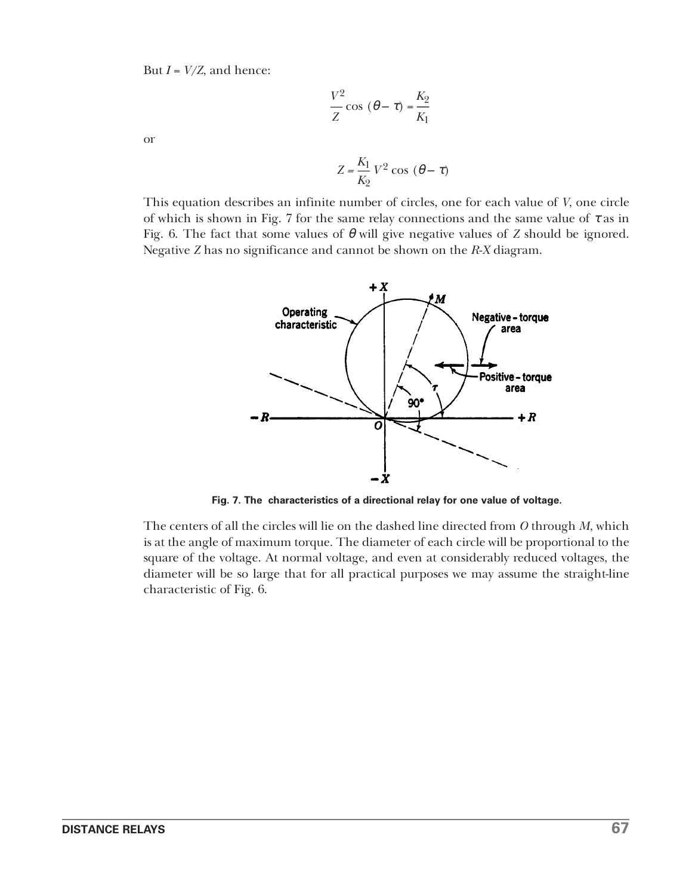But $I = V/Z$, and hence:

$$\frac{V^2}{Z}\cos(\theta - \tau) = \frac{K_2}{K_1}$$

or

$$Z = \frac{K_1}{K_2}V^2\cos(\theta - \tau)$$

This equation describes an infinite number of circles, one for each value of $V$, one circle of which is shown in Fig. 7 for the same relay connections and the same value of $\tau$ as in Fig. 6. The fact that some values of $\theta$ will give negative values of $Z$ should be ignored. Negative $Z$ has no significance and cannot be shown on the $R$-$X$ diagram.

**Fig. 7. The characteristics of a directional relay for one value of voltage.**

The centers of all the circles will lie on the dashed line directed from $O$ through $M$, which is at the angle of maximum torque. The diameter of each circle will be proportional to the square of the voltage. At normal voltage, and even at considerably reduced voltages, the diameter will be so large that for all practical purposes we may assume the straight-line characteristic of Fig. 6.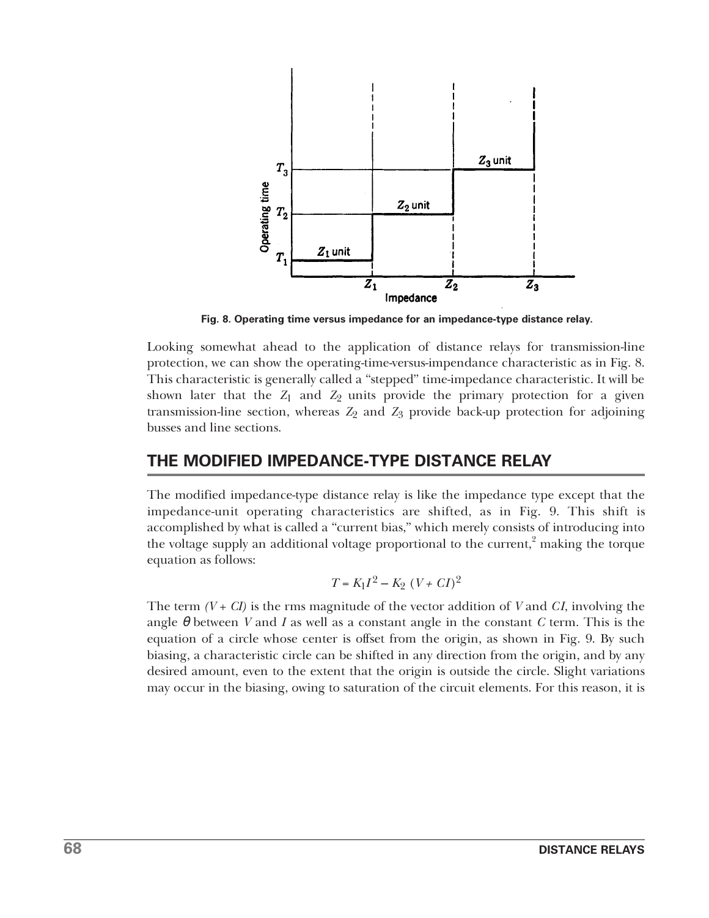Fig. 8. Operating time versus impedance for an impedance-type distance relay.

Looking somewhat ahead to the application of distance relays for transmission-line protection, we can show the operating-time-versus-impendance characteristic as in Fig. 8. This characteristic is generally called a "stepped" time-impedance characteristic. It will be shown later that the $Z_1$ and $Z_2$ units provide the primary protection for a given transmission-line section, whereas $Z_2$ and $Z_3$ provide back-up protection for adjoining busses and line sections.

## THE MODIFIED IMPEDANCE-TYPE DISTANCE RELAY

The modified impedance-type distance relay is like the impedance type except that the impedance-unit operating characteristics are shifted, as in Fig. 9. This shift is accomplished by what is called a "current bias," which merely consists of introducing into the voltage supply an additional voltage proportional to the current,[2] making the torque equation as follows:

$$T = K_1 I^2 - K_2\ (V + CI)^2$$

The term $(V + CI)$ is the rms magnitude of the vector addition of $V$ and $CI$, involving the angle $\theta$ between $V$ and $I$ as well as a constant angle in the constant $C$ term. This is the equation of a circle whose center is offset from the origin, as shown in Fig. 9. By such biasing, a characteristic circle can be shifted in any direction from the origin, and by any desired amount, even to the extent that the origin is outside the circle. Slight variations may occur in the biasing, owing to saturation of the circuit elements. For this reason, it is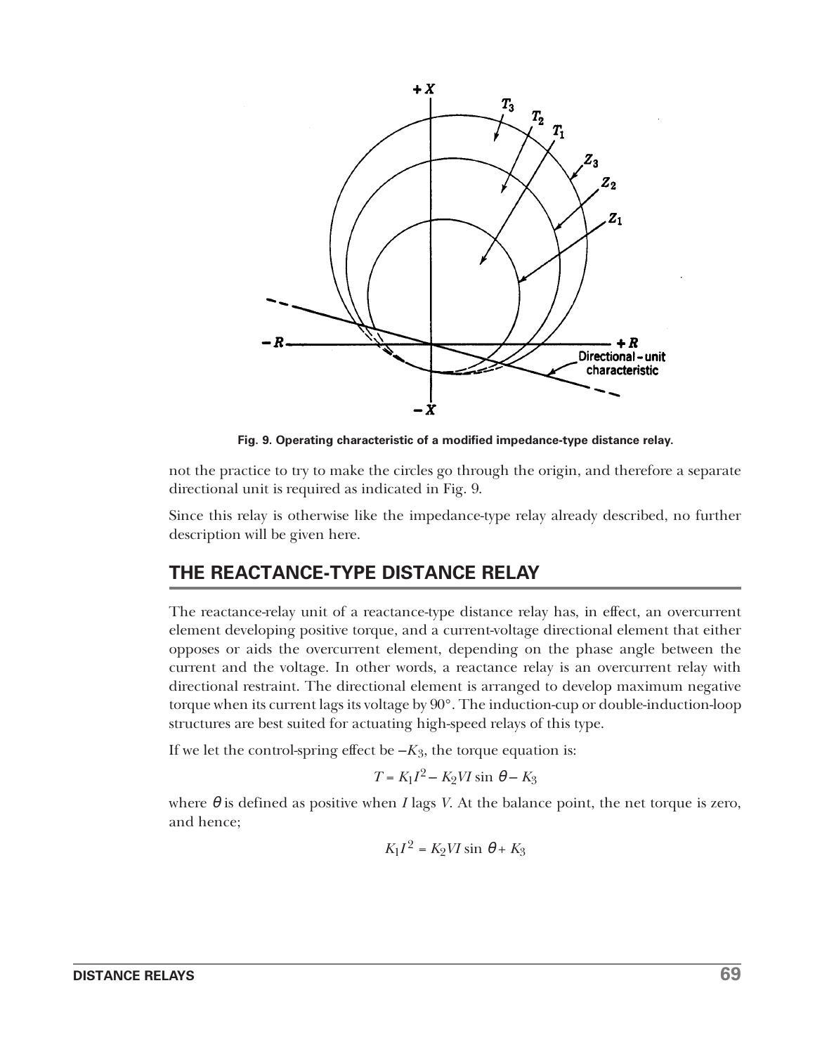Fig. 9. Operating characteristic of a modified impedance-type distance relay.

not the practice to try to make the circles go through the origin, and therefore a separate directional unit is required as indicated in Fig. 9.

Since this relay is otherwise like the impedance-type relay already described, no further description will be given here.

## THE REACTANCE-TYPE DISTANCE RELAY

The reactance-relay unit of a reactance-type distance relay has, in effect, an overcurrent element developing positive torque, and a current-voltage directional element that either opposes or aids the overcurrent element, depending on the phase angle between the current and the voltage. In other words, a reactance relay is an overcurrent relay with directional restraint. The directional element is arranged to develop maximum negative torque when its current lags its voltage by 90°. The induction-cup or double-induction-loop structures are best suited for actuating high-speed relays of this type.

If we let the control-spring effect be $-K_3$, the torque equation is:

$$T = K_1 I^2 - K_2 VI \sin \theta - K_3$$

where $\theta$ is defined as positive when $I$ lags $V$. At the balance point, the net torque is zero, and hence;

$$K_1 I^2 = K_2 VI \sin \theta + K_3$$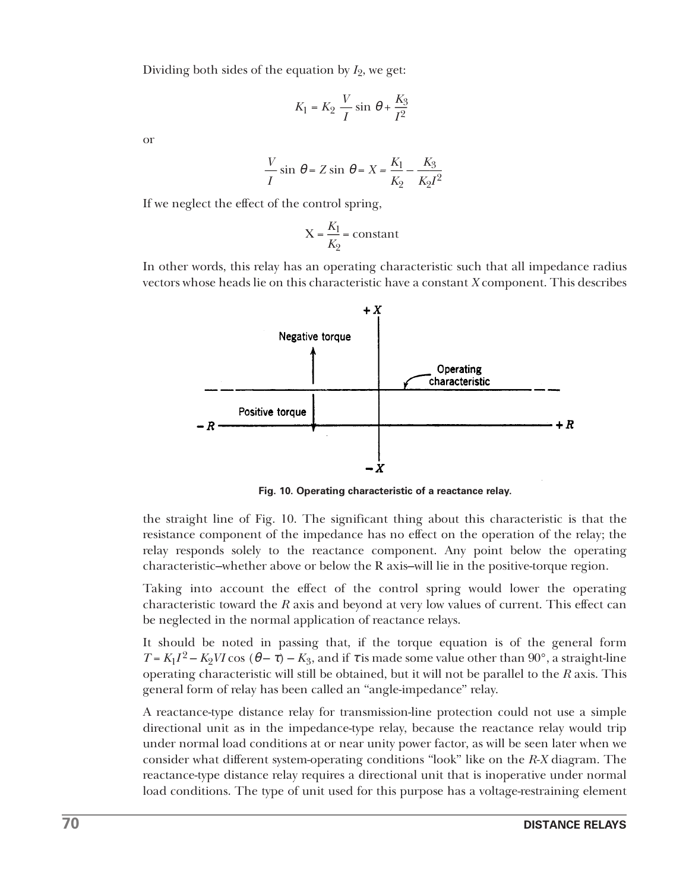Dividing both sides of the equation by $I_2$, we get:

$$K_1 = K_2 \frac{V}{I} \sin \theta + \frac{K_3}{I^2}$$

or

$$\frac{V}{I} \sin \theta = Z \sin \theta = X = \frac{K_1}{K_2} - \frac{K_3}{K_2 I^2}$$

If we neglect the effect of the control spring,

$$X = \frac{K_1}{K_2} = \text{constant}$$

In other words, this relay has an operating characteristic such that all impedance radius vectors whose heads lie on this characteristic have a constant $X$ component. This describes

Fig. 10. Operating characteristic of a reactance relay.

the straight line of Fig. 10. The significant thing about this characteristic is that the resistance component of the impedance has no effect on the operation of the relay; the relay responds solely to the reactance component. Any point below the operating characteristic–whether above or below the R axis–will lie in the positive-torque region.

Taking into account the effect of the control spring would lower the operating characteristic toward the $R$ axis and beyond at very low values of current. This effect can be neglected in the normal application of reactance relays.

It should be noted in passing that, if the torque equation is of the general form $T = K_1 I^2 - K_2 VI \cos(\theta - \tau) - K_3$, and if $\tau$ is made some value other than 90°, a straight-line operating characteristic will still be obtained, but it will not be parallel to the $R$ axis. This general form of relay has been called an "angle-impedance" relay.

A reactance-type distance relay for transmission-line protection could not use a simple directional unit as in the impedance-type relay, because the reactance relay would trip under normal load conditions at or near unity power factor, as will be seen later when we consider what different system-operating conditions "look" like on the $R$-$X$ diagram. The reactance-type distance relay requires a directional unit that is inoperative under normal load conditions. The type of unit used for this purpose has a voltage-restraining element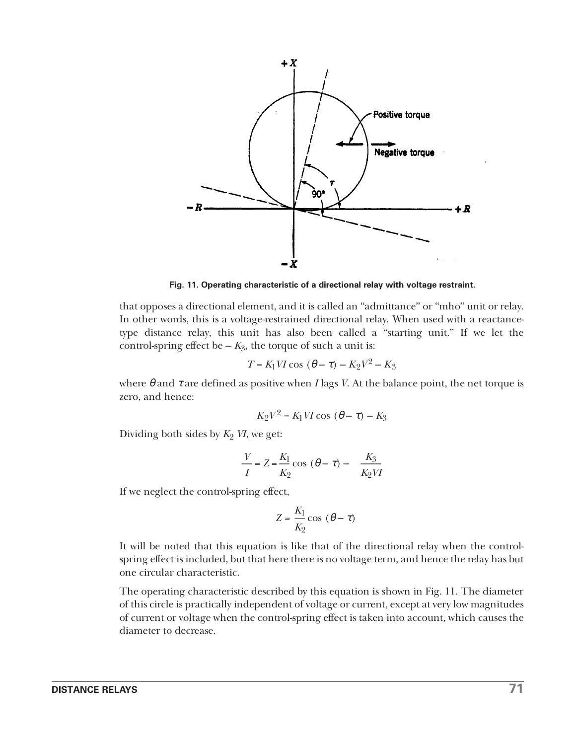Fig. 11. Operating characteristic of a directional relay with voltage restraint.

that opposes a directional element, and it is called an "admittance" or "mho" unit or relay. In other words, this is a voltage-restrained directional relay. When used with a reactance-type distance relay, this unit has also been called a "starting unit." If we let the control-spring effect be $-K_3$, the torque of such a unit is:

$$T = K_1 VI \cos(\theta - \tau) - K_2 V^2 - K_3$$

where $\theta$ and $\tau$ are defined as positive when $I$ lags $V$. At the balance point, the net torque is zero, and hence:

$$K_2 V^2 = K_1 VI \cos(\theta - \tau) - K_3$$

Dividing both sides by $K_2 VI$, we get:

$$\frac{V}{I} = Z = \frac{K_1}{K_2} \cos(\theta - \tau) - \frac{K_3}{K_2 VI}$$

If we neglect the control-spring effect,

$$Z = \frac{K_1}{K_2} \cos(\theta - \tau)$$

It will be noted that this equation is like that of the directional relay when the control-spring effect is included, but that here there is no voltage term, and hence the relay has but one circular characteristic.

The operating characteristic described by this equation is shown in Fig. 11. The diameter of this circle is practically independent of voltage or current, except at very low magnitudes of current or voltage when the control-spring effect is taken into account, which causes the diameter to decrease.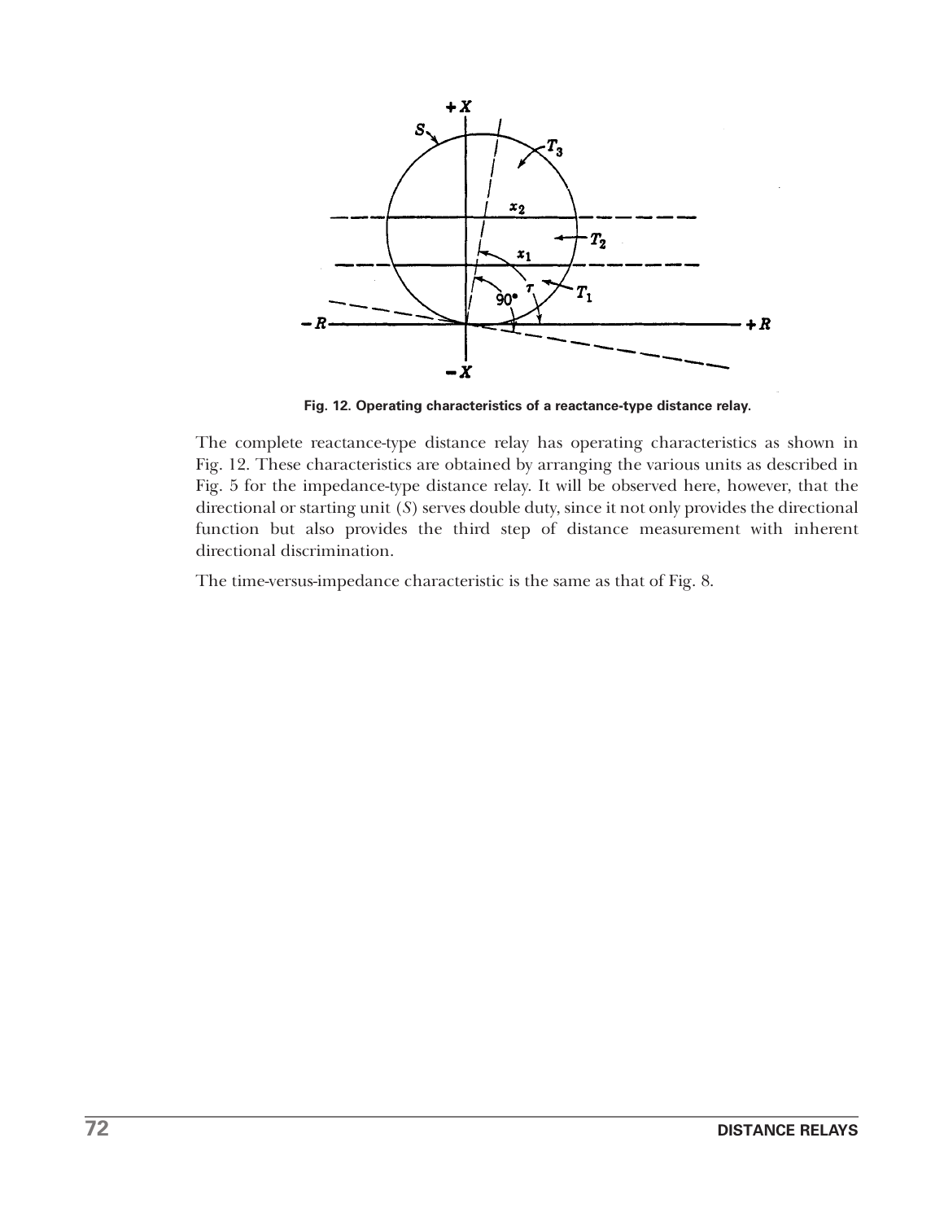Fig. 12. Operating characteristics of a reactance-type distance relay.

The complete reactance-type distance relay has operating characteristics as shown in Fig. 12. These characteristics are obtained by arranging the various units as described in Fig. 5 for the impedance-type distance relay. It will be observed here, however, that the directional or starting unit (*S*) serves double duty, since it not only provides the directional function but also provides the third step of distance measurement with inherent directional discrimination.

The time-versus-impedance characteristic is the same as that of Fig. 8.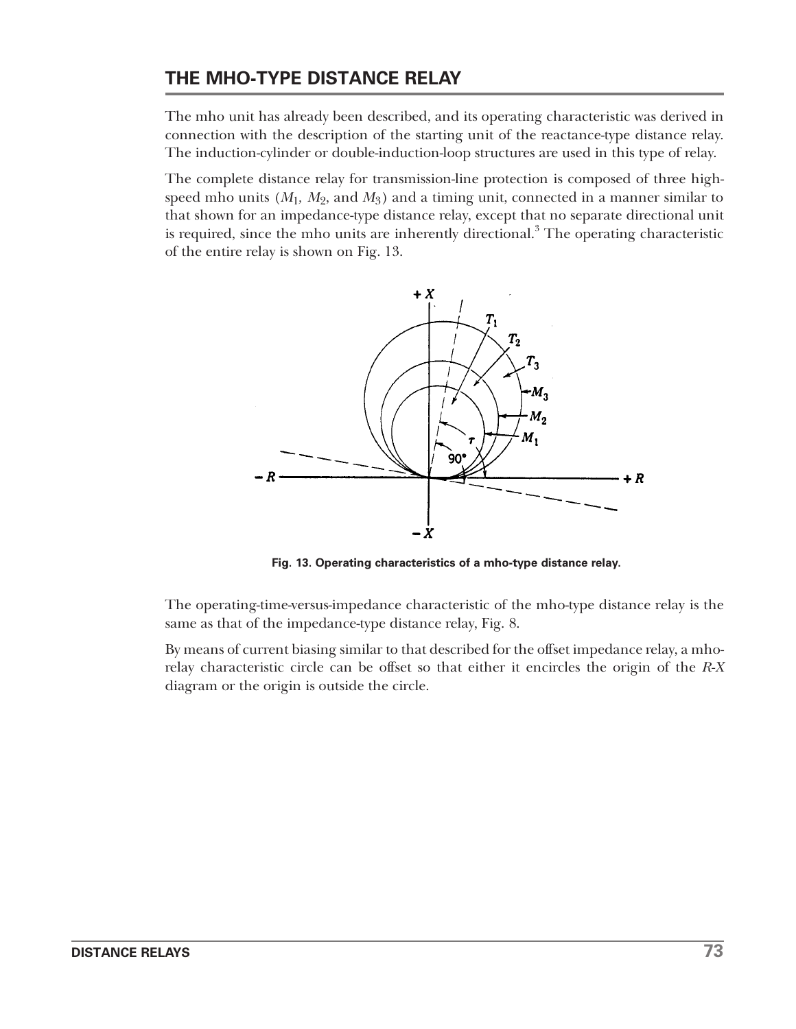## THE MHO-TYPE DISTANCE RELAY

The mho unit has already been described, and its operating characteristic was derived in connection with the description of the starting unit of the reactance-type distance relay. The induction-cylinder or double-induction-loop structures are used in this type of relay.

The complete distance relay for transmission-line protection is composed of three high-speed mho units ($M_1$, $M_2$, and $M_3$) and a timing unit, connected in a manner similar to that shown for an impedance-type distance relay, except that no separate directional unit is required, since the mho units are inherently directional.[3] The operating characteristic of the entire relay is shown on Fig. 13.

**Fig. 13. Operating characteristics of a mho-type distance relay.**

The operating-time-versus-impedance characteristic of the mho-type distance relay is the same as that of the impedance-type distance relay, Fig. 8.

By means of current biasing similar to that described for the offset impedance relay, a mho-relay characteristic circle can be offset so that either it encircles the origin of the *R-X* diagram or the origin is outside the circle.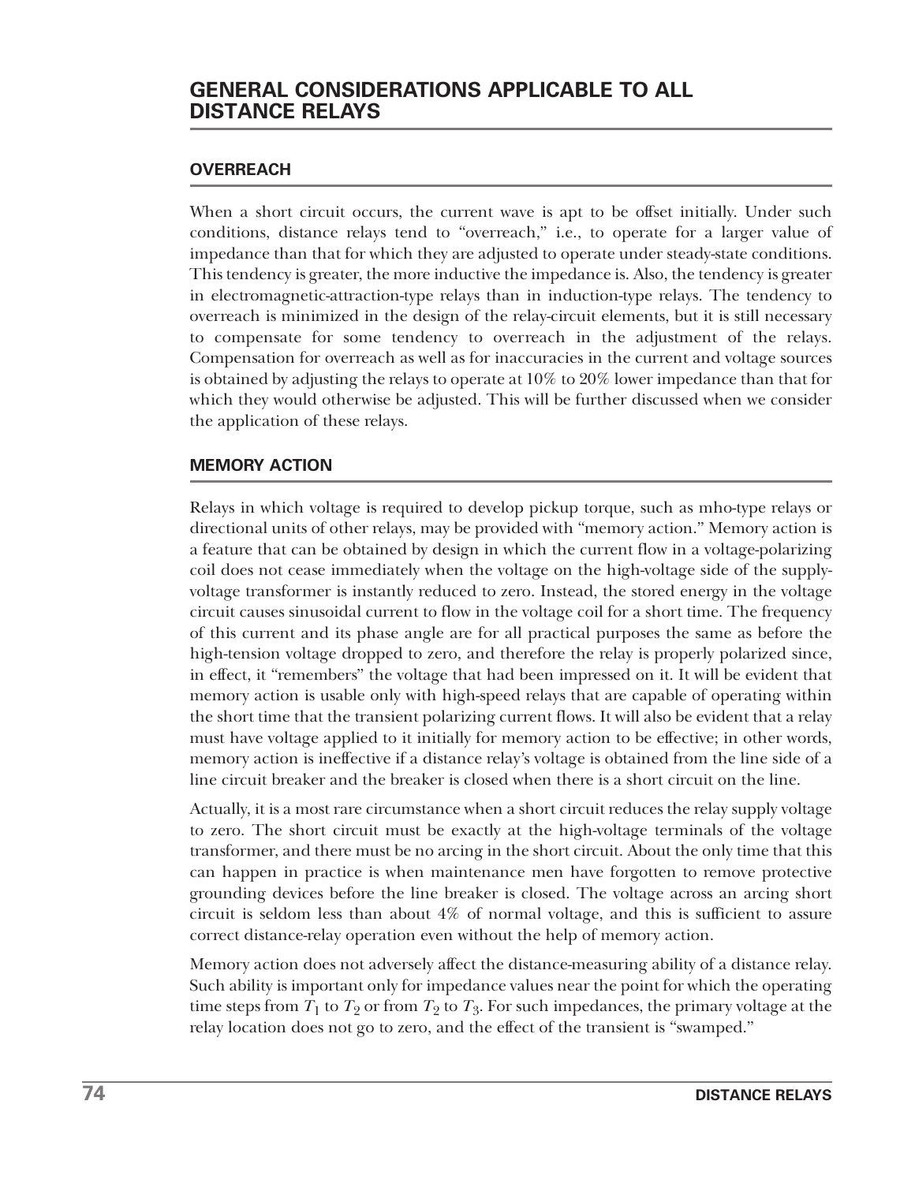# GENERAL CONSIDERATIONS APPLICABLE TO ALL DISTANCE RELAYS

## OVERREACH

When a short circuit occurs, the current wave is apt to be offset initially. Under such conditions, distance relays tend to "overreach," i.e., to operate for a larger value of impedance than that for which they are adjusted to operate under steady-state conditions. This tendency is greater, the more inductive the impedance is. Also, the tendency is greater in electromagnetic-attraction-type relays than in induction-type relays. The tendency to overreach is minimized in the design of the relay-circuit elements, but it is still necessary to compensate for some tendency to overreach in the adjustment of the relays. Compensation for overreach as well as for inaccuracies in the current and voltage sources is obtained by adjusting the relays to operate at 10% to 20% lower impedance than that for which they would otherwise be adjusted. This will be further discussed when we consider the application of these relays.

## MEMORY ACTION

Relays in which voltage is required to develop pickup torque, such as mho-type relays or directional units of other relays, may be provided with "memory action." Memory action is a feature that can be obtained by design in which the current flow in a voltage-polarizing coil does not cease immediately when the voltage on the high-voltage side of the supply-voltage transformer is instantly reduced to zero. Instead, the stored energy in the voltage circuit causes sinusoidal current to flow in the voltage coil for a short time. The frequency of this current and its phase angle are for all practical purposes the same as before the high-tension voltage dropped to zero, and therefore the relay is properly polarized since, in effect, it "remembers" the voltage that had been impressed on it. It will be evident that memory action is usable only with high-speed relays that are capable of operating within the short time that the transient polarizing current flows. It will also be evident that a relay must have voltage applied to it initially for memory action to be effective; in other words, memory action is ineffective if a distance relay's voltage is obtained from the line side of a line circuit breaker and the breaker is closed when there is a short circuit on the line.

Actually, it is a most rare circumstance when a short circuit reduces the relay supply voltage to zero. The short circuit must be exactly at the high-voltage terminals of the voltage transformer, and there must be no arcing in the short circuit. About the only time that this can happen in practice is when maintenance men have forgotten to remove protective grounding devices before the line breaker is closed. The voltage across an arcing short circuit is seldom less than about 4% of normal voltage, and this is sufficient to assure correct distance-relay operation even without the help of memory action.

Memory action does not adversely affect the distance-measuring ability of a distance relay. Such ability is important only for impedance values near the point for which the operating time steps from $T_1$ to $T_2$ or from $T_2$ to $T_3$. For such impedances, the primary voltage at the relay location does not go to zero, and the effect of the transient is "swamped."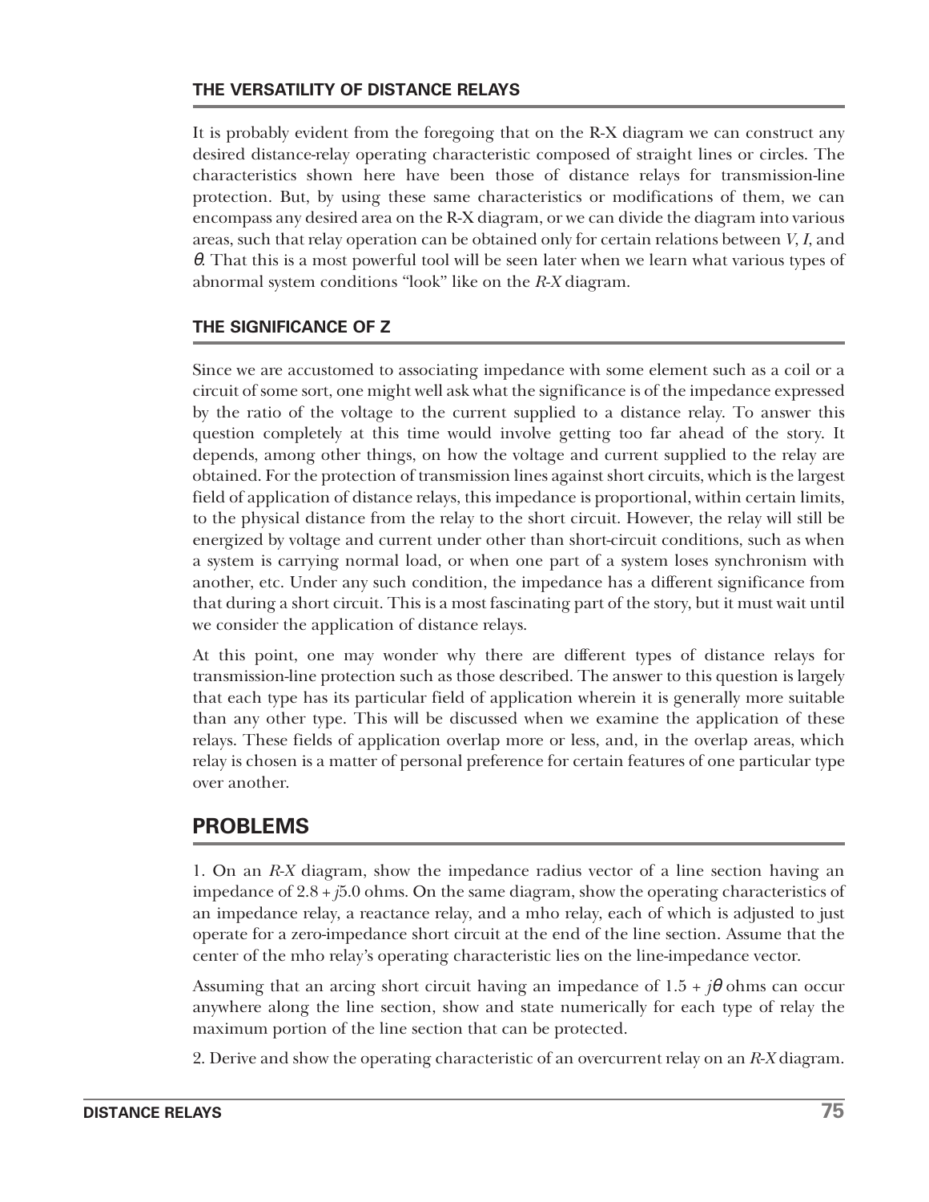### THE VERSATILITY OF DISTANCE RELAYS

It is probably evident from the foregoing that on the R-X diagram we can construct any desired distance-relay operating characteristic composed of straight lines or circles. The characteristics shown here have been those of distance relays for transmission-line protection. But, by using these same characteristics or modifications of them, we can encompass any desired area on the R-X diagram, or we can divide the diagram into various areas, such that relay operation can be obtained only for certain relations between $V$, $I$, and $\theta$. That this is a most powerful tool will be seen later when we learn what various types of abnormal system conditions "look" like on the *R-X* diagram.

### THE SIGNIFICANCE OF Z

Since we are accustomed to associating impedance with some element such as a coil or a circuit of some sort, one might well ask what the significance is of the impedance expressed by the ratio of the voltage to the current supplied to a distance relay. To answer this question completely at this time would involve getting too far ahead of the story. It depends, among other things, on how the voltage and current supplied to the relay are obtained. For the protection of transmission lines against short circuits, which is the largest field of application of distance relays, this impedance is proportional, within certain limits, to the physical distance from the relay to the short circuit. However, the relay will still be energized by voltage and current under other than short-circuit conditions, such as when a system is carrying normal load, or when one part of a system loses synchronism with another, etc. Under any such condition, the impedance has a different significance from that during a short circuit. This is a most fascinating part of the story, but it must wait until we consider the application of distance relays.

At this point, one may wonder why there are different types of distance relays for transmission-line protection such as those described. The answer to this question is largely that each type has its particular field of application wherein it is generally more suitable than any other type. This will be discussed when we examine the application of these relays. These fields of application overlap more or less, and, in the overlap areas, which relay is chosen is a matter of personal preference for certain features of one particular type over another.

## PROBLEMS

1. On an *R-X* diagram, show the impedance radius vector of a line section having an impedance of $2.8 + j5.0$ ohms. On the same diagram, show the operating characteristics of an impedance relay, a reactance relay, and a mho relay, each of which is adjusted to just operate for a zero-impedance short circuit at the end of the line section. Assume that the center of the mho relay's operating characteristic lies on the line-impedance vector.

Assuming that an arcing short circuit having an impedance of $1.5 + j\theta$ ohms can occur anywhere along the line section, show and state numerically for each type of relay the maximum portion of the line section that can be protected.

2. Derive and show the operating characteristic of an overcurrent relay on an *R-X* diagram.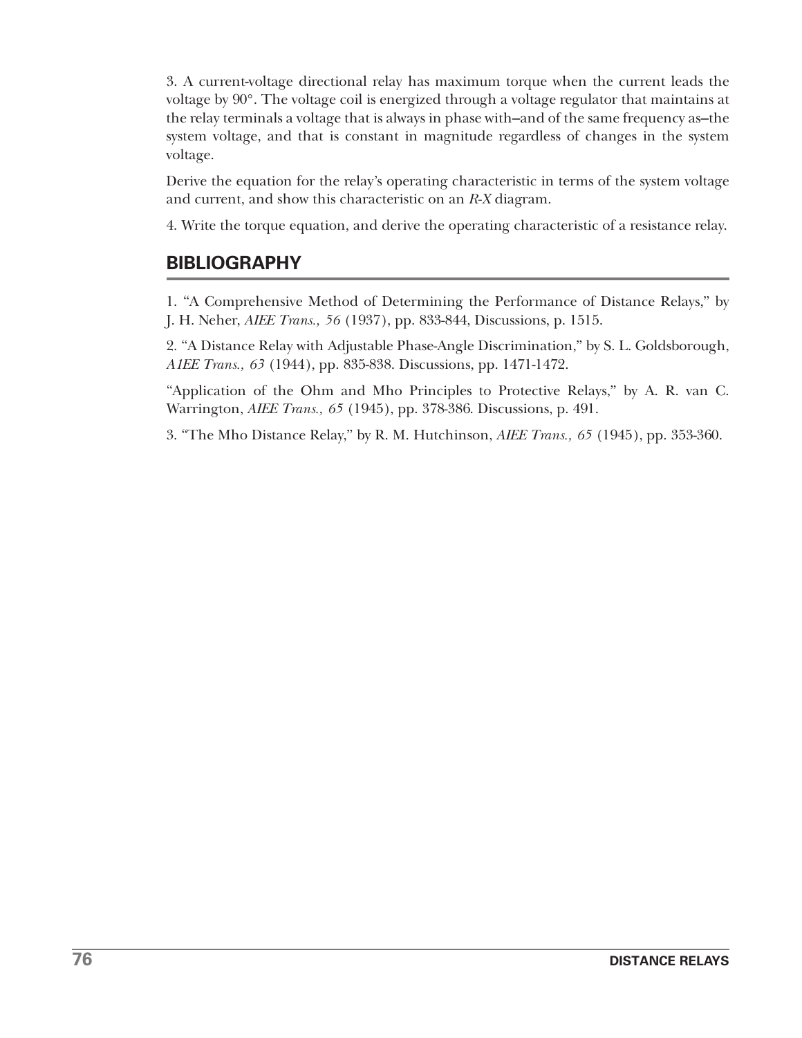3. A current-voltage directional relay has maximum torque when the current leads the voltage by 90°. The voltage coil is energized through a voltage regulator that maintains at the relay terminals a voltage that is always in phase with–and of the same frequency as–the system voltage, and that is constant in magnitude regardless of changes in the system voltage.

Derive the equation for the relay's operating characteristic in terms of the system voltage and current, and show this characteristic on an *R-X* diagram.

4. Write the torque equation, and derive the operating characteristic of a resistance relay.

## BIBLIOGRAPHY

1. "A Comprehensive Method of Determining the Performance of Distance Relays," by J. H. Neher, *AIEE Trans., 56* (1937), pp. 833-844, Discussions, p. 1515.

2. "A Distance Relay with Adjustable Phase-Angle Discrimination," by S. L. Goldsborough, *A1EE Trans., 63* (1944), pp. 835-838. Discussions, pp. 1471-1472.

"Application of the Ohm and Mho Principles to Protective Relays," by A. R. van C. Warrington, *AIEE Trans., 65* (1945), pp. 378-386. Discussions, p. 491.

3. "The Mho Distance Relay," by R. M. Hutchinson, *AIEE Trans., 65* (1945), pp. 353-360.